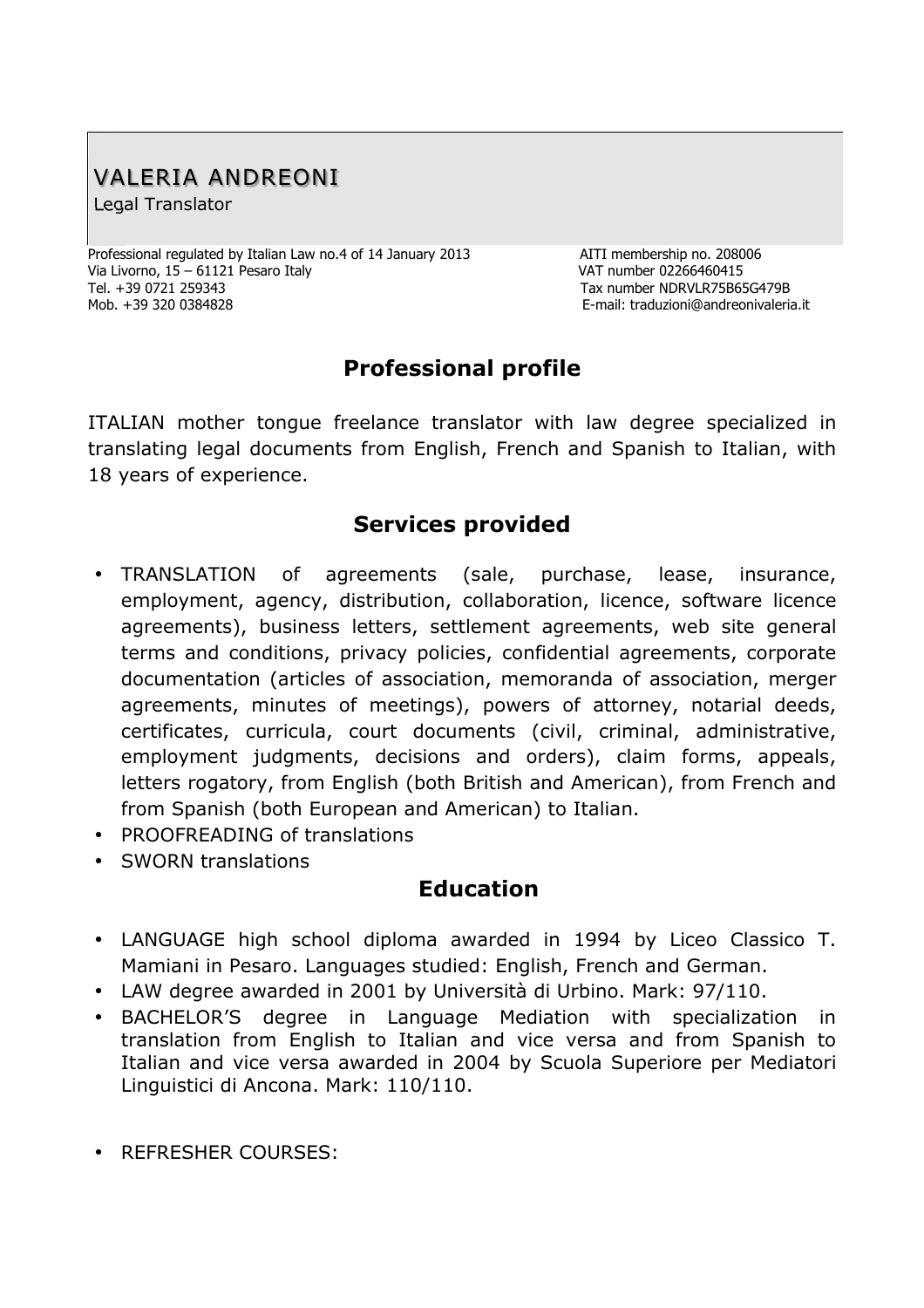# VALERIA ANDREONI

Legal Translator

Professional regulated by Italian Law no.4 of 14 January 2013
Via Livorno, 15 – 61121 Pesaro Italy
Tel. +39 0721 259343
Mob. +39 320 0384828

AITI membership no. 208006
VAT number 02266460415
Tax number NDRVLR75B65G479B
E-mail: traduzioni@andreonivaleria.it

## Professional profile

ITALIAN mother tongue freelance translator with law degree specialized in translating legal documents from English, French and Spanish to Italian, with 18 years of experience.

## Services provided

- TRANSLATION of agreements (sale, purchase, lease, insurance, employment, agency, distribution, collaboration, licence, software licence agreements), business letters, settlement agreements, web site general terms and conditions, privacy policies, confidential agreements, corporate documentation (articles of association, memoranda of association, merger agreements, minutes of meetings), powers of attorney, notarial deeds, certificates, curricula, court documents (civil, criminal, administrative, employment judgments, decisions and orders), claim forms, appeals, letters rogatory, from English (both British and American), from French and from Spanish (both European and American) to Italian.
- PROOFREADING of translations
- SWORN translations

## Education

- LANGUAGE high school diploma awarded in 1994 by Liceo Classico T. Mamiani in Pesaro. Languages studied: English, French and German.
- LAW degree awarded in 2001 by Università di Urbino. Mark: 97/110.
- BACHELOR'S degree in Language Mediation with specialization in translation from English to Italian and vice versa and from Spanish to Italian and vice versa awarded in 2004 by Scuola Superiore per Mediatori Linguistici di Ancona. Mark: 110/110.

- REFRESHER COURSES: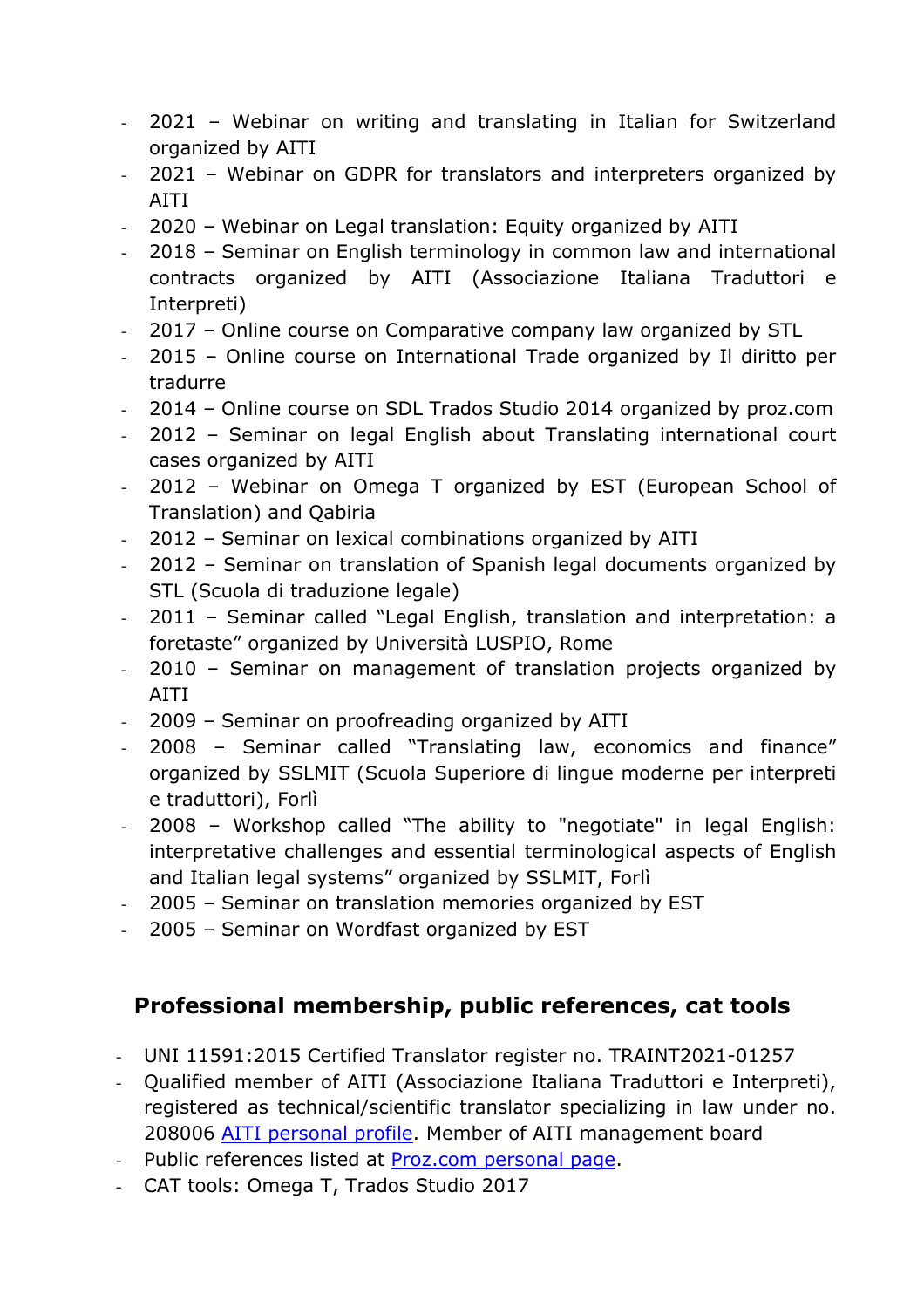- 2021 – Webinar on writing and translating in Italian for Switzerland organized by AITI
- 2021 – Webinar on GDPR for translators and interpreters organized by AITI
- 2020 – Webinar on Legal translation: Equity organized by AITI
- 2018 – Seminar on English terminology in common law and international contracts organized by AITI (Associazione Italiana Traduttori e Interpreti)
- 2017 – Online course on Comparative company law organized by STL
- 2015 – Online course on International Trade organized by Il diritto per tradurre
- 2014 – Online course on SDL Trados Studio 2014 organized by proz.com
- 2012 – Seminar on legal English about Translating international court cases organized by AITI
- 2012 – Webinar on Omega T organized by EST (European School of Translation) and Qabiria
- 2012 – Seminar on lexical combinations organized by AITI
- 2012 – Seminar on translation of Spanish legal documents organized by STL (Scuola di traduzione legale)
- 2011 – Seminar called "Legal English, translation and interpretation: a foretaste" organized by Università LUSPIO, Rome
- 2010 – Seminar on management of translation projects organized by AITI
- 2009 – Seminar on proofreading organized by AITI
- 2008 – Seminar called "Translating law, economics and finance" organized by SSLMIT (Scuola Superiore di lingue moderne per interpreti e traduttori), Forlì
- 2008 – Workshop called "The ability to "negotiate" in legal English: interpretative challenges and essential terminological aspects of English and Italian legal systems" organized by SSLMIT, Forlì
- 2005 – Seminar on translation memories organized by EST
- 2005 – Seminar on Wordfast organized by EST

## Professional membership, public references, cat tools

- UNI 11591:2015 Certified Translator register no. TRAINT2021-01257
- Qualified member of AITI (Associazione Italiana Traduttori e Interpreti), registered as technical/scientific translator specializing in law under no. 208006 AITI personal profile. Member of AITI management board
- Public references listed at Proz.com personal page.
- CAT tools: Omega T, Trados Studio 2017